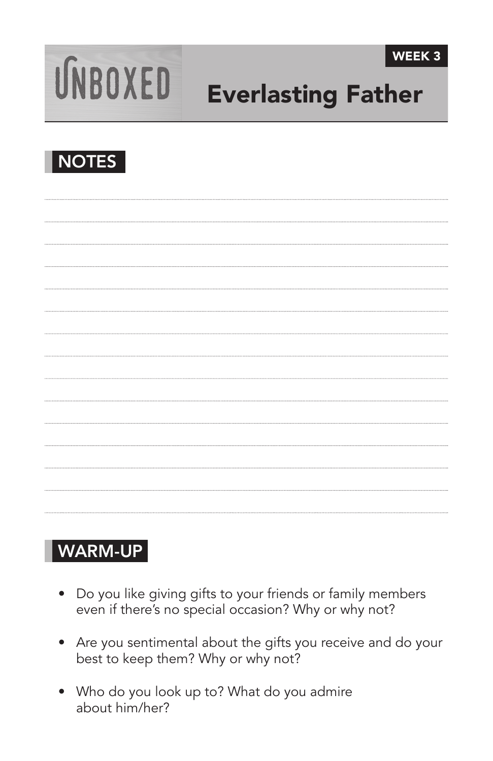UNBOXED

WEEK 3

# Everasting Father

## NOTES

## WARM-UP

- Do you like giving gifts to your friends or family members even if there's no special occasion? Why or why not?
- Are you sentimental about the gifts you receive and do your best to keep them? Why or why not?
- Who do you look up to? What do you admire about him/her?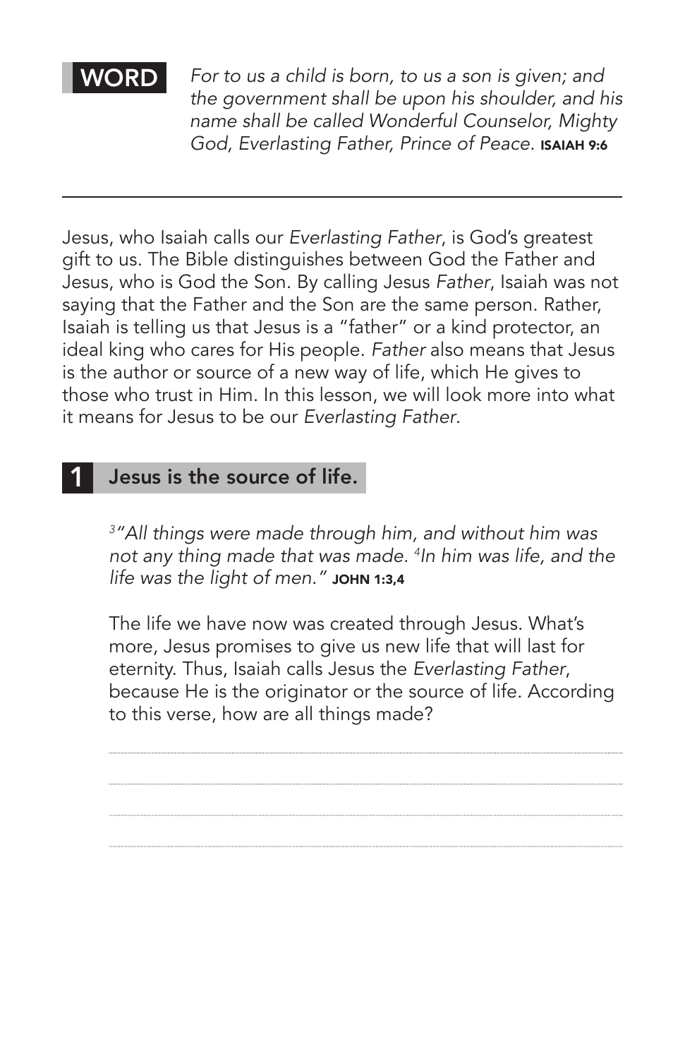**WORD**

*For to us a child is born, to us a son is given; and the government shall be upon his shoulder, and his name shall be called Wonderful Counselor, Mighty God, Everlasting Father, Prince of Peace.* **ISAIAH 9:6**

---

Jesus, who Isaiah calls our *Everlasting Father*, is God's greatest gift to us. The Bible distinguishes between God the Father and Jesus, who is God the Son. By calling Jesus *Father*, Isaiah was not saying that the Father and the Son are the same person. Rather, Isaiah is telling us that Jesus is a "father" or a kind protector, an ideal king who cares for His people. *Father* also means that Jesus is the author or source of a new way of life, which He gives to those who trust in Him. In this lesson, we will look more into what it means for Jesus to be our *Everlasting Father*.

## 1 Jesus is the source of life.

*[3]"All things were made through him, and without him was not any thing made that was made. [4]In him was life, and the life was the light of men."* **JOHN 1:3,4**

The life we have now was created through Jesus. What's more, Jesus promises to give us new life that will last for eternity. Thus, Isaiah calls Jesus the *Everlasting Father*, because He is the originator or the source of life. According to this verse, how are all things made?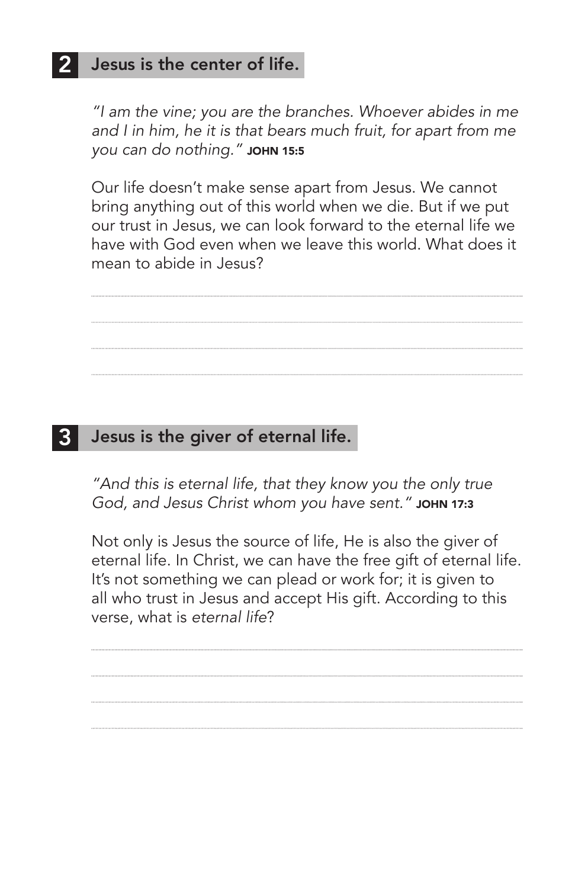## 2 Jesus is the center of life.

*"I am the vine; you are the branches. Whoever abides in me and I in him, he it is that bears much fruit, for apart from me you can do nothing."* **JOHN 15:5**

Our life doesn't make sense apart from Jesus. We cannot bring anything out of this world when we die. But if we put our trust in Jesus, we can look forward to the eternal life we have with God even when we leave this world. What does it mean to abide in Jesus?

## 3 Jesus is the giver of eternal life.

*"And this is eternal life, that they know you the only true God, and Jesus Christ whom you have sent."* **JOHN 17:3**

Not only is Jesus the source of life, He is also the giver of eternal life. In Christ, we can have the free gift of eternal life. It's not something we can plead or work for; it is given to all who trust in Jesus and accept His gift. According to this verse, what is *eternal life*?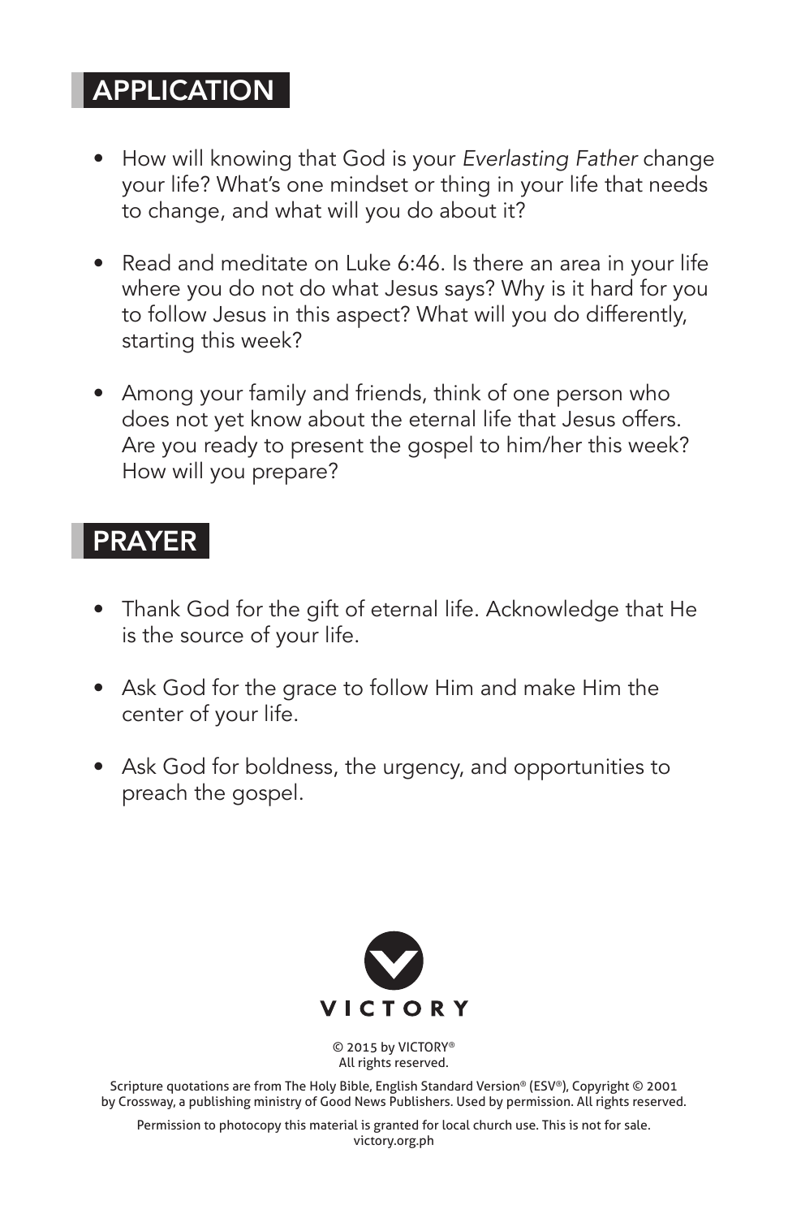## APPLICATION

- How will knowing that God is your *Everlasting Father* change your life? What's one mindset or thing in your life that needs to change, and what will you do about it?
- Read and meditate on Luke 6:46. Is there an area in your life where you do not do what Jesus says? Why is it hard for you to follow Jesus in this aspect? What will you do differently, starting this week?
- Among your family and friends, think of one person who does not yet know about the eternal life that Jesus offers. Are you ready to present the gospel to him/her this week? How will you prepare?

## PRAYER

- Thank God for the gift of eternal life. Acknowledge that He is the source of your life.
- Ask God for the grace to follow Him and make Him the center of your life.
- Ask God for boldness, the urgency, and opportunities to preach the gospel.

VICTORY

© 2015 by VICTORY®
All rights reserved.

Scripture quotations are from The Holy Bible, English Standard Version® (ESV®), Copyright © 2001 by Crossway, a publishing ministry of Good News Publishers. Used by permission. All rights reserved.

Permission to photocopy this material is granted for local church use. This is not for sale.
victory.org.ph